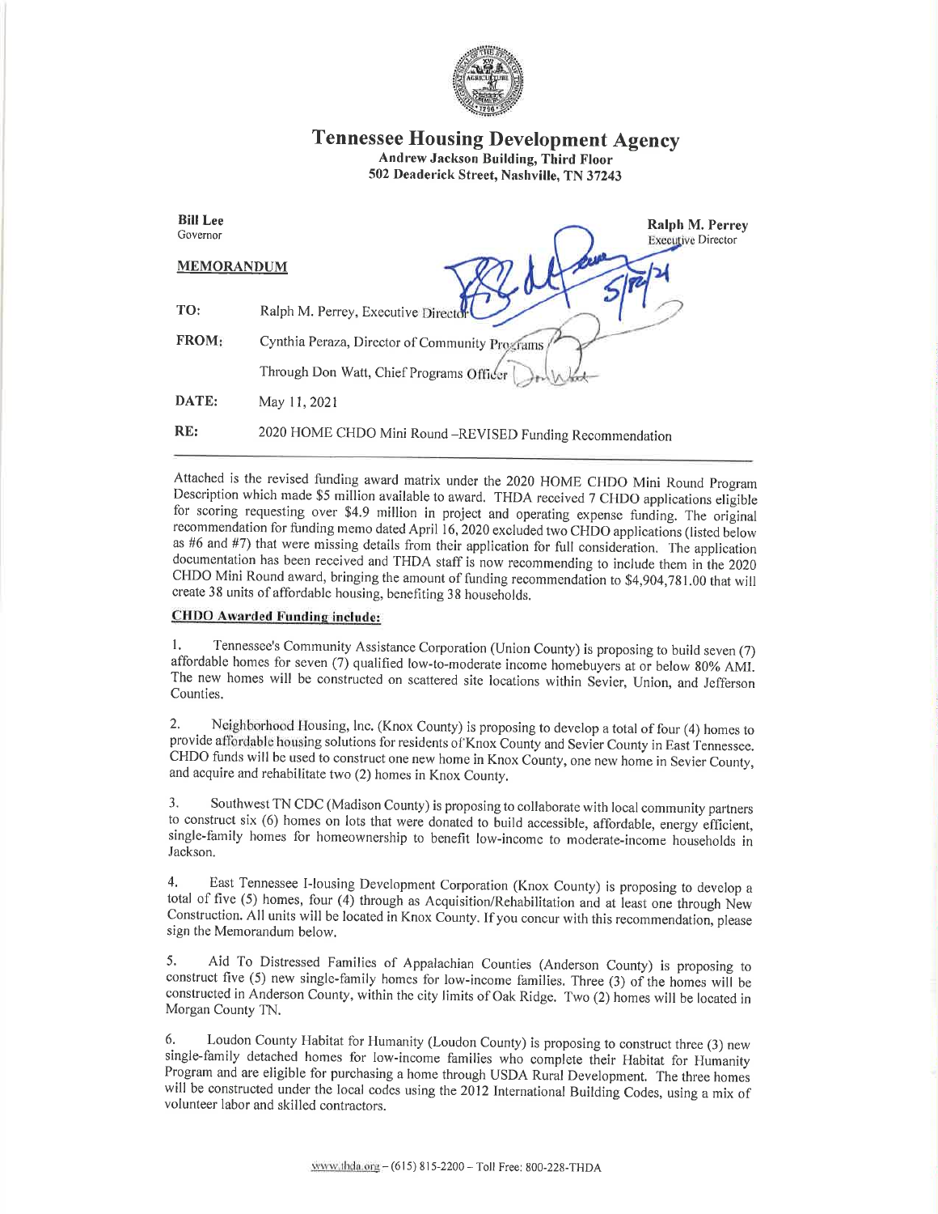# Tennessee Housing Development Agency

**Andrew Jackson Building, Third Floor**
**502 Deaderick Street, Nashville, TN 37243**

**Bill Lee**
Governor

**Ralph M. Perrey**
Executive Director

**MEMORANDUM**

| | |
|---|---|
| **TO:** | Ralph M. Perrey, Executive Director |
| **FROM:** | Cynthia Peraza, Director of Community Programs |
| | Through Don Watt, Chief Programs Officer |
| **DATE:** | May 11, 2021 |
| **RE:** | 2020 HOME CHDO Mini Round –REVISED Funding Recommendation |

5/12/21

---

Attached is the revised funding award matrix under the 2020 HOME CHDO Mini Round Program Description which made $5 million available to award. THDA received 7 CHDO applications eligible for scoring requesting over $4.9 million in project and operating expense funding. The original recommendation for funding memo dated April 16, 2020 excluded two CHDO applications (listed below as #6 and #7) that were missing details from their application for full consideration. The application documentation has been received and THDA staff is now recommending to include them in the 2020 CHDO Mini Round award, bringing the amount of funding recommendation to $4,904,781.00 that will create 38 units of affordable housing, benefiting 38 households.

**CHDO Awarded Funding include:**

1. Tennessee's Community Assistance Corporation (Union County) is proposing to build seven (7) affordable homes for seven (7) qualified low-to-moderate income homebuyers at or below 80% AMI. The new homes will be constructed on scattered site locations within Sevier, Union, and Jefferson Counties.

2. Neighborhood Housing, Inc. (Knox County) is proposing to develop a total of four (4) homes to provide affordable housing solutions for residents of Knox County and Sevier County in East Tennessee. CHDO funds will be used to construct one new home in Knox County, one new home in Sevier County, and acquire and rehabilitate two (2) homes in Knox County.

3. Southwest TN CDC (Madison County) is proposing to collaborate with local community partners to construct six (6) homes on lots that were donated to build accessible, affordable, energy efficient, single-family homes for homeownership to benefit low-income to moderate-income households in Jackson.

4. East Tennessee Housing Development Corporation (Knox County) is proposing to develop a total of five (5) homes, four (4) through as Acquisition/Rehabilitation and at least one through New Construction. All units will be located in Knox County. If you concur with this recommendation, please sign the Memorandum below.

5. Aid To Distressed Families of Appalachian Counties (Anderson County) is proposing to construct five (5) new single-family homes for low-income families. Three (3) of the homes will be constructed in Anderson County, within the city limits of Oak Ridge. Two (2) homes will be located in Morgan County TN.

6. Loudon County Habitat for Humanity (Loudon County) is proposing to construct three (3) new single-family detached homes for low-income families who complete their Habitat for Humanity Program and are eligible for purchasing a home through USDA Rural Development. The three homes will be constructed under the local codes using the 2012 International Building Codes, using a mix of volunteer labor and skilled contractors.

www.thda.org – (615) 815-2200 – Toll Free: 800-228-THDA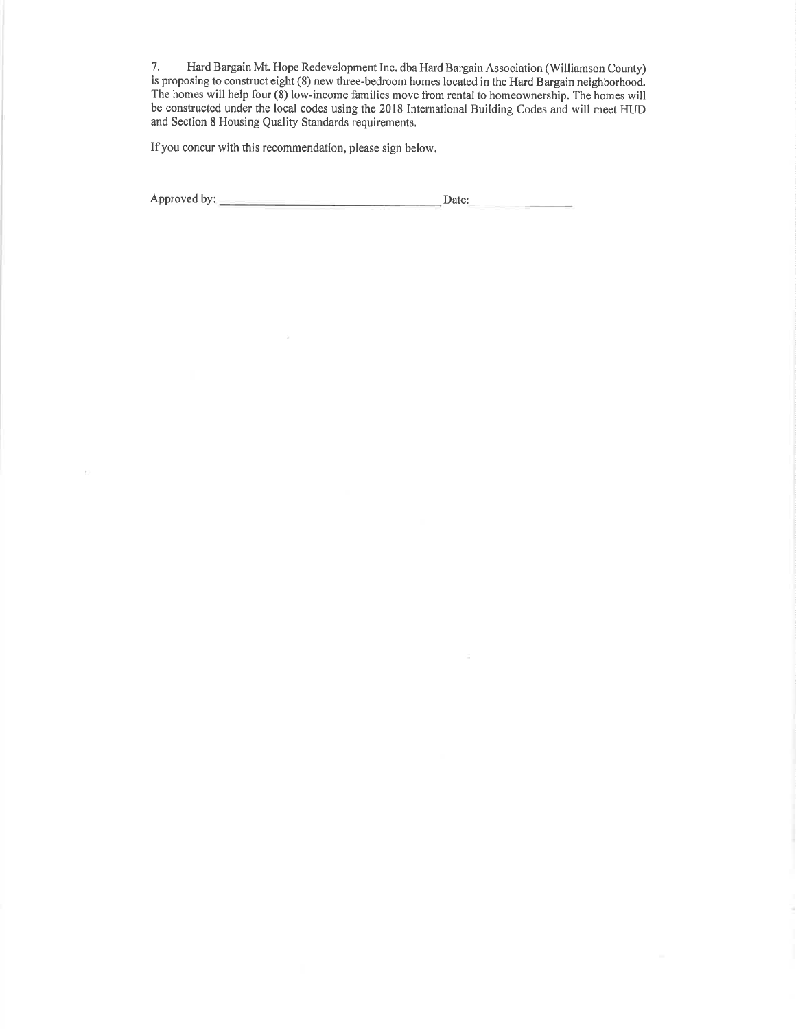7. Hard Bargain Mt. Hope Redevelopment Inc. dba Hard Bargain Association (Williamson County) is proposing to construct eight (8) new three-bedroom homes located in the Hard Bargain neighborhood. The homes will help four (8) low-income families move from rental to homeownership. The homes will be constructed under the local codes using the 2018 International Building Codes and will meet HUD and Section 8 Housing Quality Standards requirements.

If you concur with this recommendation, please sign below.

Approved by: ______________________________ Date: ______________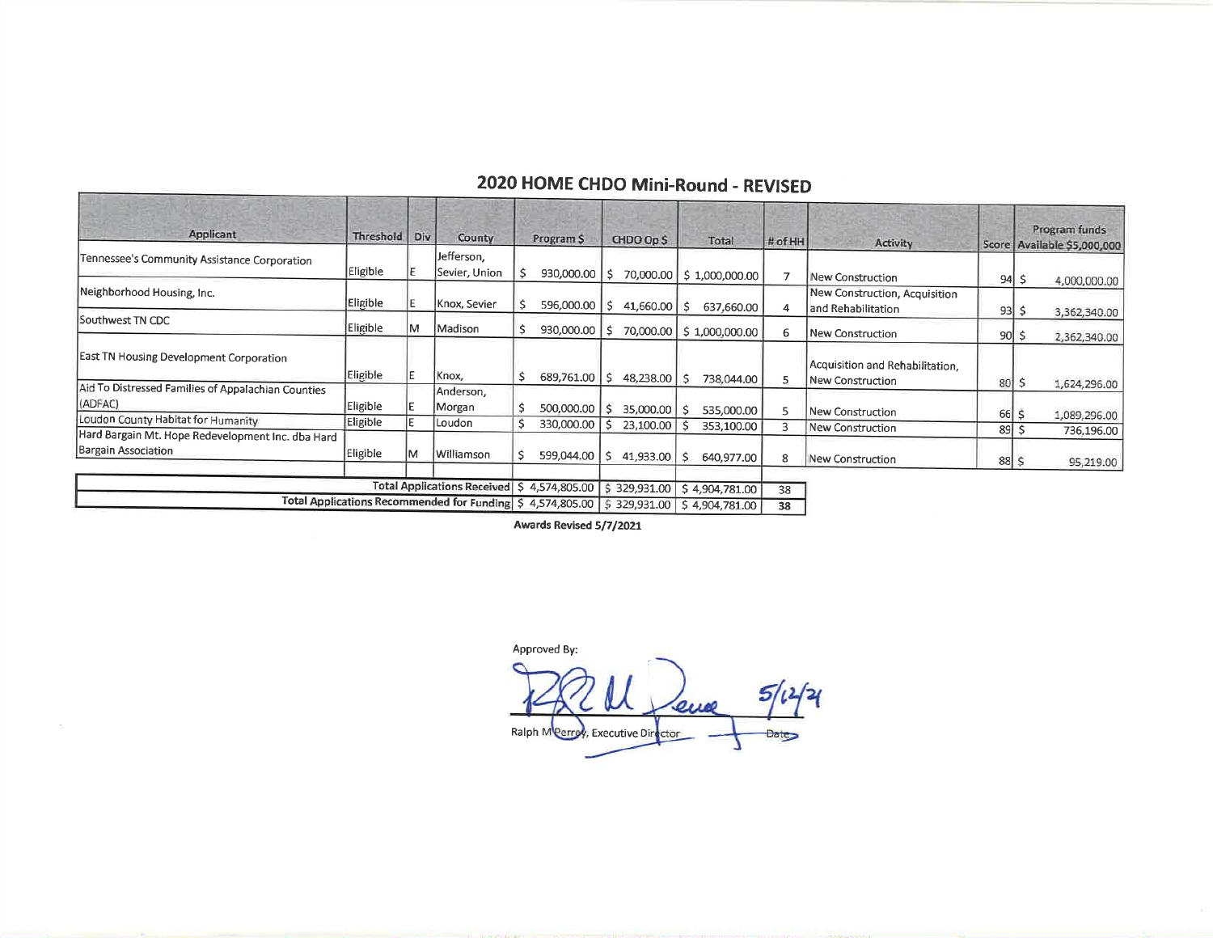## 2020 HOME CHDO Mini-Round - REVISED

| Applicant | Threshold | Div | County | Program $ | CHDO Op $ | Total | # of HH | Activity | Score | Program funds Available $5,000,000 |
|---|---|---|---|---|---|---|---|---|---|---|
| Tennessee's Community Assistance Corporation | Eligible | E | Jefferson, Sevier, Union | $ 930,000.00 | $ 70,000.00 | $ 1,000,000.00 | 7 | New Construction | 94 | $ 4,000,000.00 |
| Neighborhood Housing, Inc. | Eligible | E | Knox, Sevier | $ 596,000.00 | $ 41,660.00 | $ 637,660.00 | 4 | New Construction, Acquisition and Rehabilitation | 93 | $ 3,362,340.00 |
| Southwest TN CDC | Eligible | M | Madison | $ 930,000.00 | $ 70,000.00 | $ 1,000,000.00 | 6 | New Construction | 90 | $ 2,362,340.00 |
| East TN Housing Development Corporation | Eligible | E | Knox, | $ 689,761.00 | $ 48,238.00 | $ 738,044.00 | 5 | Acquisition and Rehabilitation, New Construction | 80 | $ 1,624,296.00 |
| Aid To Distressed Families of Appalachian Counties (ADFAC) | Eligible | E | Anderson, Morgan | $ 500,000.00 | $ 35,000.00 | $ 535,000.00 | 5 | New Construction | 66 | $ 1,089,296.00 |
| Loudon County Habitat for Humanity | Eligible | E | Loudon | $ 330,000.00 | $ 23,100.00 | $ 353,100.00 | 3 | New Construction | 89 | $ 736,196.00 |
| Hard Bargain Mt. Hope Redevelopment Inc. dba Hard Bargain Association | Eligible | M | Williamson | $ 599,044.00 | $ 41,933.00 | $ 640,977.00 | 8 | New Construction | 88 | $ 95,219.00 |
| **Total Applications Received** | | | | $ 4,574,805.00 | $ 329,931.00 | $ 4,904,781.00 | 38 | | | |
| **Total Applications Recommended for Funding** | | | | $ 4,574,805.00 | $ 329,931.00 | $ 4,904,781.00 | 38 | | | |

**Awards Revised 5/7/2021**

Approved By:

Ralph M Perrey, Executive Director 5/12/21

Date